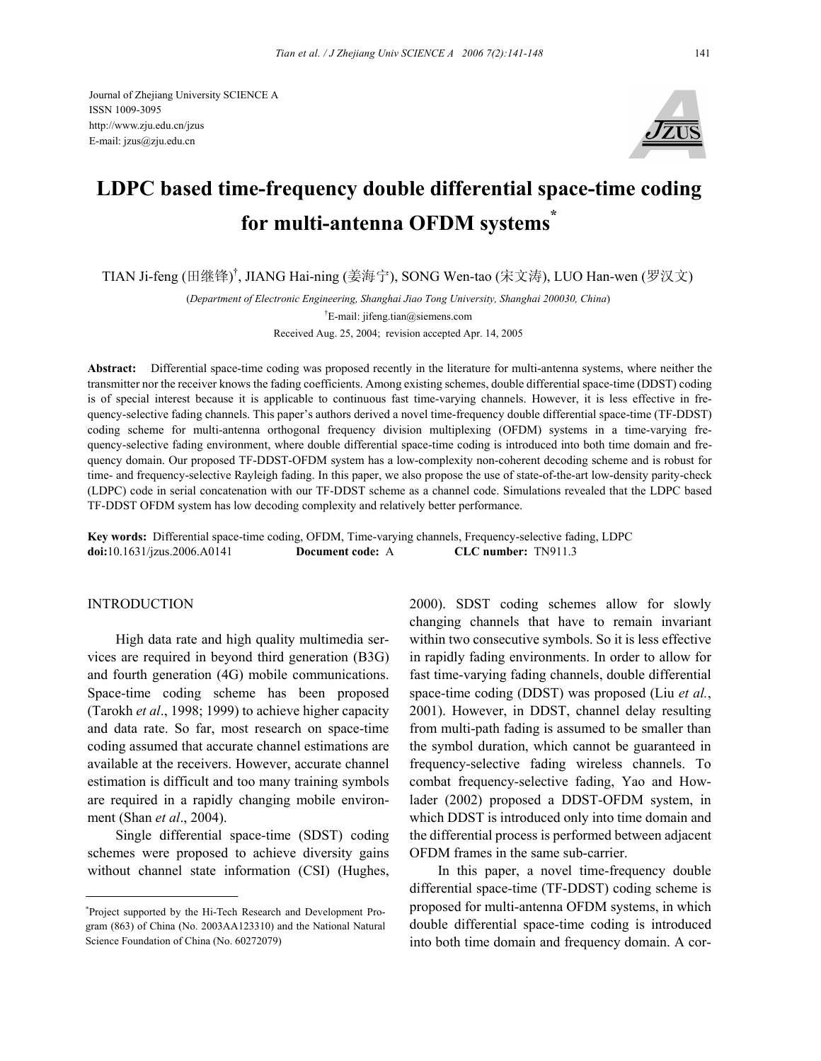Journal of Zhejiang University SCIENCE A
ISSN 1009-3095
http://www.zju.edu.cn/jzus
E-mail: jzus@zju.edu.cn

# LDPC based time-frequency double differential space-time coding for multi-antenna OFDM systems*

TIAN Ji-feng (田继锋)[†], JIANG Hai-ning (姜海宁), SONG Wen-tao (宋文涛), LUO Han-wen (罗汉文)

(*Department of Electronic Engineering, Shanghai Jiao Tong University, Shanghai 200030, China*)

[†]E-mail: jifeng.tian@siemens.com

Received Aug. 25, 2004; revision accepted Apr. 14, 2005

**Abstract:** Differential space-time coding was proposed recently in the literature for multi-antenna systems, where neither the transmitter nor the receiver knows the fading coefficients. Among existing schemes, double differential space-time (DDST) coding is of special interest because it is applicable to continuous fast time-varying channels. However, it is less effective in frequency-selective fading channels. This paper's authors derived a novel time-frequency double differential space-time (TF-DDST) coding scheme for multi-antenna orthogonal frequency division multiplexing (OFDM) systems in a time-varying frequency-selective fading environment, where double differential space-time coding is introduced into both time domain and frequency domain. Our proposed TF-DDST-OFDM system has a low-complexity non-coherent decoding scheme and is robust for time- and frequency-selective Rayleigh fading. In this paper, we also propose the use of state-of-the-art low-density parity-check (LDPC) code in serial concatenation with our TF-DDST scheme as a channel code. Simulations revealed that the LDPC based TF-DDST OFDM system has low decoding complexity and relatively better performance.

**Key words:** Differential space-time coding, OFDM, Time-varying channels, Frequency-selective fading, LDPC
**doi:**10.1631/jzus.2006.A0141 **Document code:** A **CLC number:** TN911.3

## INTRODUCTION

High data rate and high quality multimedia services are required in beyond third generation (B3G) and fourth generation (4G) mobile communications. Space-time coding scheme has been proposed (Tarokh *et al*., 1998; 1999) to achieve higher capacity and data rate. So far, most research on space-time coding assumed that accurate channel estimations are available at the receivers. However, accurate channel estimation is difficult and too many training symbols are required in a rapidly changing mobile environment (Shan *et al*., 2004).

Single differential space-time (SDST) coding schemes were proposed to achieve diversity gains without channel state information (CSI) (Hughes, 2000). SDST coding schemes allow for slowly changing channels that have to remain invariant within two consecutive symbols. So it is less effective in rapidly fading environments. In order to allow for fast time-varying fading channels, double differential space-time coding (DDST) was proposed (Liu *et al.*, 2001). However, in DDST, channel delay resulting from multi-path fading is assumed to be smaller than the symbol duration, which cannot be guaranteed in frequency-selective fading wireless channels. To combat frequency-selective fading, Yao and Howlader (2002) proposed a DDST-OFDM system, in which DDST is introduced only into time domain and the differential process is performed between adjacent OFDM frames in the same sub-carrier.

In this paper, a novel time-frequency double differential space-time (TF-DDST) coding scheme is proposed for multi-antenna OFDM systems, in which double differential space-time coding is introduced into both time domain and frequency domain. A cor-

*Project supported by the Hi-Tech Research and Development Program (863) of China (No. 2003AA123310) and the National Natural Science Foundation of China (No. 60272079)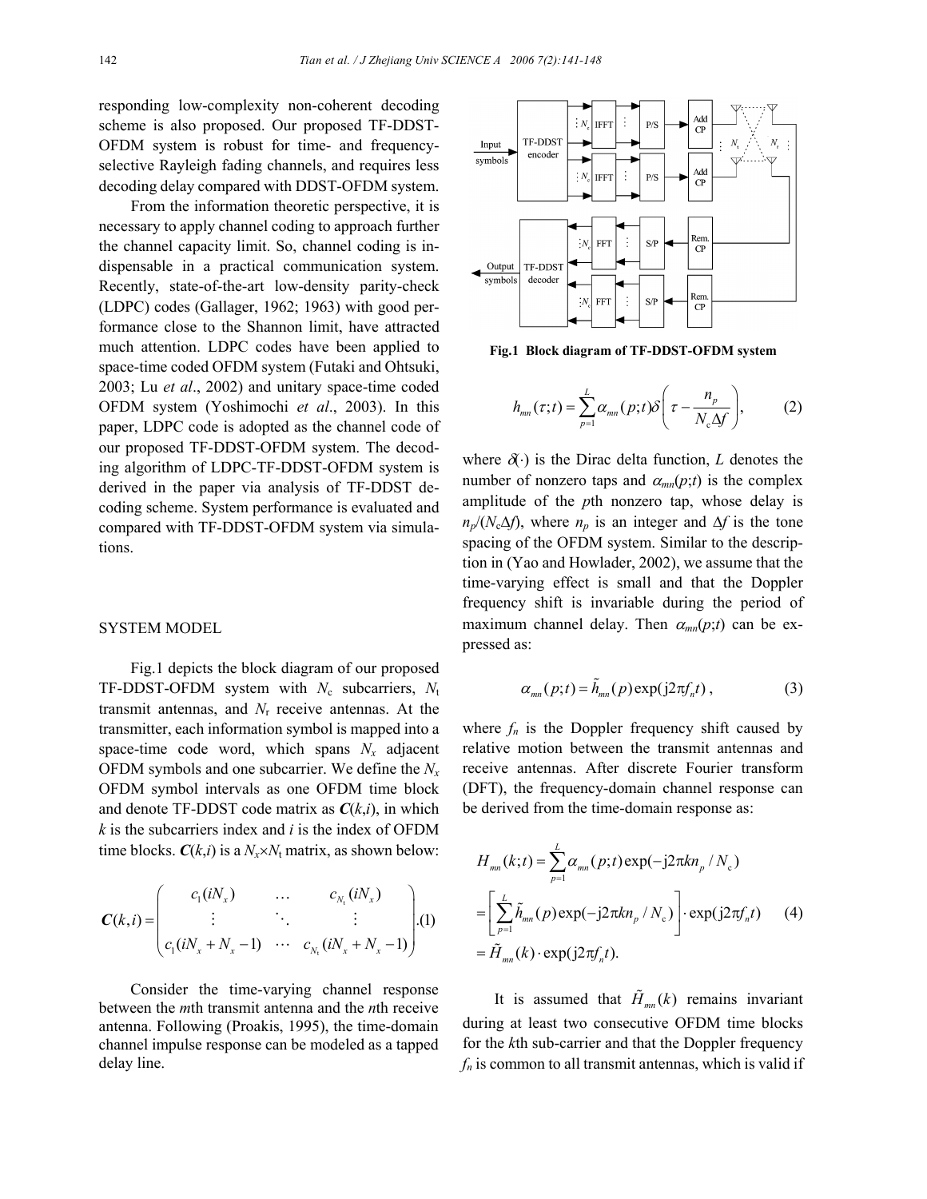responding low-complexity non-coherent decoding scheme is also proposed. Our proposed TF-DDST-OFDM system is robust for time- and frequency-selective Rayleigh fading channels, and requires less decoding delay compared with DDST-OFDM system.

From the information theoretic perspective, it is necessary to apply channel coding to approach further the channel capacity limit. So, channel coding is indispensable in a practical communication system. Recently, state-of-the-art low-density parity-check (LDPC) codes (Gallager, 1962; 1963) with good performance close to the Shannon limit, have attracted much attention. LDPC codes have been applied to space-time coded OFDM system (Futaki and Ohtsuki, 2003; Lu *et al*., 2002) and unitary space-time coded OFDM system (Yoshimochi *et al*., 2003). In this paper, LDPC code is adopted as the channel code of our proposed TF-DDST-OFDM system. The decoding algorithm of LDPC-TF-DDST-OFDM system is derived in the paper via analysis of TF-DDST decoding scheme. System performance is evaluated and compared with TF-DDST-OFDM system via simulations.

## SYSTEM MODEL

Fig.1 depicts the block diagram of our proposed TF-DDST-OFDM system with $N_c$ subcarriers, $N_t$ transmit antennas, and $N_r$ receive antennas. At the transmitter, each information symbol is mapped into a space-time code word, which spans $N_x$ adjacent OFDM symbols and one subcarrier. We define the $N_x$ OFDM symbol intervals as one OFDM time block and denote TF-DDST code matrix as $\boldsymbol{C}(k,i)$, in which $k$ is the subcarriers index and $i$ is the index of OFDM time blocks. $\boldsymbol{C}(k,i)$ is a $N_x \times N_t$ matrix, as shown below:

$$\boldsymbol{C}(k,i)=\begin{pmatrix} c_1(iN_x) & \cdots & c_{N_t}(iN_x) \\ \vdots & \ddots & \vdots \\ c_1(iN_x+N_x-1) & \cdots & c_{N_t}(iN_x+N_x-1) \end{pmatrix}. \quad (1)$$

Consider the time-varying channel response between the $m$th transmit antenna and the $n$th receive antenna. Following (Proakis, 1995), the time-domain channel impulse response can be modeled as a tapped delay line.

Fig.1 Block diagram of TF-DDST-OFDM system

$$h_{mn}(\tau;t)=\sum_{p=1}^{L}\alpha_{mn}(p;t)\delta\left(\tau-\frac{n_p}{N_c\Delta f}\right), \quad (2)$$

where $\delta(\cdot)$ is the Dirac delta function, $L$ denotes the number of nonzero taps and $\alpha_{mn}(p;t)$ is the complex amplitude of the $p$th nonzero tap, whose delay is $n_p/(N_c\Delta f)$, where $n_p$ is an integer and $\Delta f$ is the tone spacing of the OFDM system. Similar to the description in (Yao and Howlader, 2002), we assume that the time-varying effect is small and that the Doppler frequency shift is invariable during the period of maximum channel delay. Then $\alpha_{mn}(p;t)$ can be expressed as:

$$\alpha_{mn}(p;t)=\tilde{h}_{mn}(p)\exp(\mathrm{j}2\pi f_n t), \quad (3)$$

where $f_n$ is the Doppler frequency shift caused by relative motion between the transmit antennas and receive antennas. After discrete Fourier transform (DFT), the frequency-domain channel response can be derived from the time-domain response as:

$$\begin{aligned} H_{mn}(k;t)&=\sum_{p=1}^{L}\alpha_{mn}(p;t)\exp(-\mathrm{j}2\pi k n_p/N_c) \\ &=\left[\sum_{p=1}^{L}\tilde{h}_{mn}(p)\exp(-\mathrm{j}2\pi k n_p/N_c)\right]\cdot\exp(\mathrm{j}2\pi f_n t) \\ &=\tilde{H}_{mn}(k)\cdot\exp(\mathrm{j}2\pi f_n t). \end{aligned} \quad (4)$$

It is assumed that $\tilde{H}_{mn}(k)$ remains invariant during at least two consecutive OFDM time blocks for the $k$th sub-carrier and that the Doppler frequency $f_n$ is common to all transmit antennas, which is valid if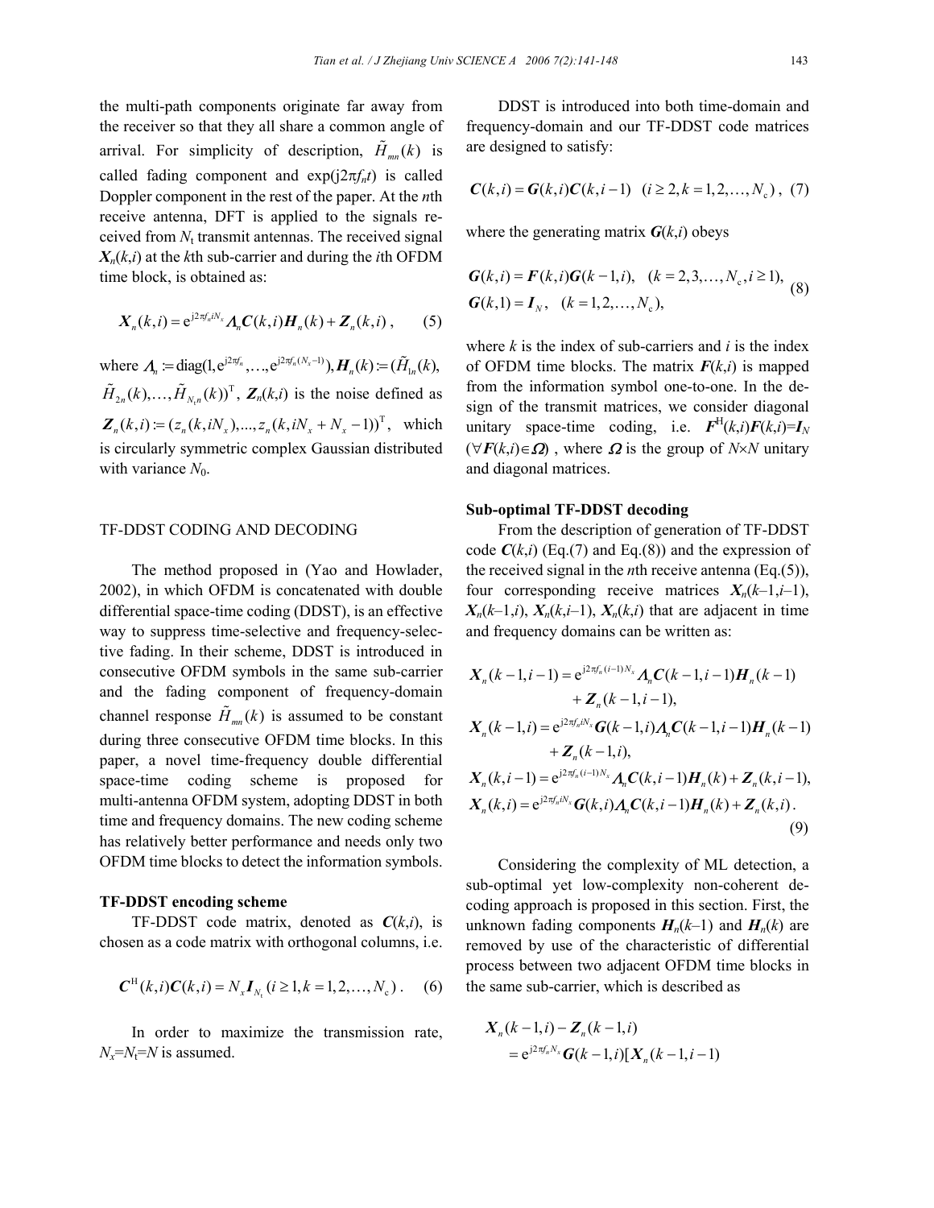the multi-path components originate far away from the receiver so that they all share a common angle of arrival. For simplicity of description, $\tilde{H}_{mn}(k)$ is called fading component and $\exp(j2\pi f_n t)$ is called Doppler component in the rest of the paper. At the $n$th receive antenna, DFT is applied to the signals received from $N_t$ transmit antennas. The received signal $\boldsymbol{X}_n(k,i)$ at the $k$th sub-carrier and during the $i$th OFDM time block, is obtained as:

$$\boldsymbol{X}_n(k,i) = \mathrm{e}^{\mathrm{j}2\pi f_n i N_x} \boldsymbol{\Lambda}_n \boldsymbol{C}(k,i)\boldsymbol{H}_n(k) + \boldsymbol{Z}_n(k,i), \quad (5)$$

where $\boldsymbol{\Lambda}_n := \mathrm{diag}(1, \mathrm{e}^{\mathrm{j}2\pi f_n}, \ldots, \mathrm{e}^{\mathrm{j}2\pi f_n (N_x-1)})$, $\boldsymbol{H}_n(k) := (\tilde{H}_{1n}(k), \tilde{H}_{2n}(k), \ldots, \tilde{H}_{N_t n}(k))^{\mathrm{T}}$, $\boldsymbol{Z}_n(k,i)$ is the noise defined as $\boldsymbol{Z}_n(k,i) := (z_n(k, iN_x), \ldots, z_n(k, iN_x + N_x - 1))^{\mathrm{T}}$, which is circularly symmetric complex Gaussian distributed with variance $N_0$.

## TF-DDST CODING AND DECODING

The method proposed in (Yao and Howlader, 2002), in which OFDM is concatenated with double differential space-time coding (DDST), is an effective way to suppress time-selective and frequency-selective fading. In their scheme, DDST is introduced in consecutive OFDM symbols in the same sub-carrier and the fading component of frequency-domain channel response $\tilde{H}_{mn}(k)$ is assumed to be constant during three consecutive OFDM time blocks. In this paper, a novel time-frequency double differential space-time coding scheme is proposed for multi-antenna OFDM system, adopting DDST in both time and frequency domains. The new coding scheme has relatively better performance and needs only two OFDM time blocks to detect the information symbols.

### TF-DDST encoding scheme

TF-DDST code matrix, denoted as $\boldsymbol{C}(k,i)$, is chosen as a code matrix with orthogonal columns, i.e.

$$\boldsymbol{C}^{\mathrm{H}}(k,i)\boldsymbol{C}(k,i) = N_x \boldsymbol{I}_{N_t} \ (i \geq 1, k = 1, 2, \ldots, N_c). \quad (6)$$

In order to maximize the transmission rate, $N_x = N_t = N$ is assumed.

DDST is introduced into both time-domain and frequency-domain and our TF-DDST code matrices are designed to satisfy:

$$\boldsymbol{C}(k,i) = \boldsymbol{G}(k,i)\boldsymbol{C}(k,i-1) \quad (i \geq 2, k = 1, 2, \ldots, N_c), \quad (7)$$

where the generating matrix $\boldsymbol{G}(k,i)$ obeys

$$\begin{aligned} &\boldsymbol{G}(k,i) = \boldsymbol{F}(k,i)\boldsymbol{G}(k-1,i), \quad (k = 2, 3, \ldots, N_c, i \geq 1), \\ &\boldsymbol{G}(k,1) = \boldsymbol{I}_N, \quad (k = 1, 2, \ldots, N_c), \end{aligned} \quad (8)$$

where $k$ is the index of sub-carriers and $i$ is the index of OFDM time blocks. The matrix $\boldsymbol{F}(k,i)$ is mapped from the information symbol one-to-one. In the design of the transmit matrices, we consider diagonal unitary space-time coding, i.e. $\boldsymbol{F}^{\mathrm{H}}(k,i)\boldsymbol{F}(k,i) = \boldsymbol{I}_N$ ($\forall \boldsymbol{F}(k,i) \in \boldsymbol{\Omega}$), where $\boldsymbol{\Omega}$ is the group of $N \times N$ unitary and diagonal matrices.

### Sub-optimal TF-DDST decoding

From the description of generation of TF-DDST code $\boldsymbol{C}(k,i)$ (Eq.(7) and Eq.(8)) and the expression of the received signal in the $n$th receive antenna (Eq.(5)), four corresponding receive matrices $\boldsymbol{X}_n(k-1,i-1)$, $\boldsymbol{X}_n(k-1,i)$, $\boldsymbol{X}_n(k,i-1)$, $\boldsymbol{X}_n(k,i)$ that are adjacent in time and frequency domains can be written as:

$$\begin{aligned} \boldsymbol{X}_n(k-1,i-1) &= \mathrm{e}^{\mathrm{j}2\pi f_n (i-1) N_x} \boldsymbol{\Lambda}_n \boldsymbol{C}(k-1,i-1)\boldsymbol{H}_n(k-1) \\ &\quad + \boldsymbol{Z}_n(k-1,i-1), \\ \boldsymbol{X}_n(k-1,i) &= \mathrm{e}^{\mathrm{j}2\pi f_n i N_x} \boldsymbol{G}(k-1,i)\boldsymbol{\Lambda}_n \boldsymbol{C}(k-1,i-1)\boldsymbol{H}_n(k-1) \\ &\quad + \boldsymbol{Z}_n(k-1,i), \\ \boldsymbol{X}_n(k,i-1) &= \mathrm{e}^{\mathrm{j}2\pi f_n (i-1) N_x} \boldsymbol{\Lambda}_n \boldsymbol{C}(k,i-1)\boldsymbol{H}_n(k) + \boldsymbol{Z}_n(k,i-1), \\ \boldsymbol{X}_n(k,i) &= \mathrm{e}^{\mathrm{j}2\pi f_n i N_x} \boldsymbol{G}(k,i)\boldsymbol{\Lambda}_n \boldsymbol{C}(k,i-1)\boldsymbol{H}_n(k) + \boldsymbol{Z}_n(k,i). \end{aligned} \quad (9)$$

Considering the complexity of ML detection, a sub-optimal yet low-complexity non-coherent decoding approach is proposed in this section. First, the unknown fading components $\boldsymbol{H}_n(k-1)$ and $\boldsymbol{H}_n(k)$ are removed by use of the characteristic of differential process between two adjacent OFDM time blocks in the same sub-carrier, which is described as

$$\begin{aligned} &\boldsymbol{X}_n(k-1,i) - \boldsymbol{Z}_n(k-1,i) \\ &= \mathrm{e}^{\mathrm{j}2\pi f_n N_x} \boldsymbol{G}(k-1,i)[\boldsymbol{X}_n(k-1,i-1) \end{aligned}$$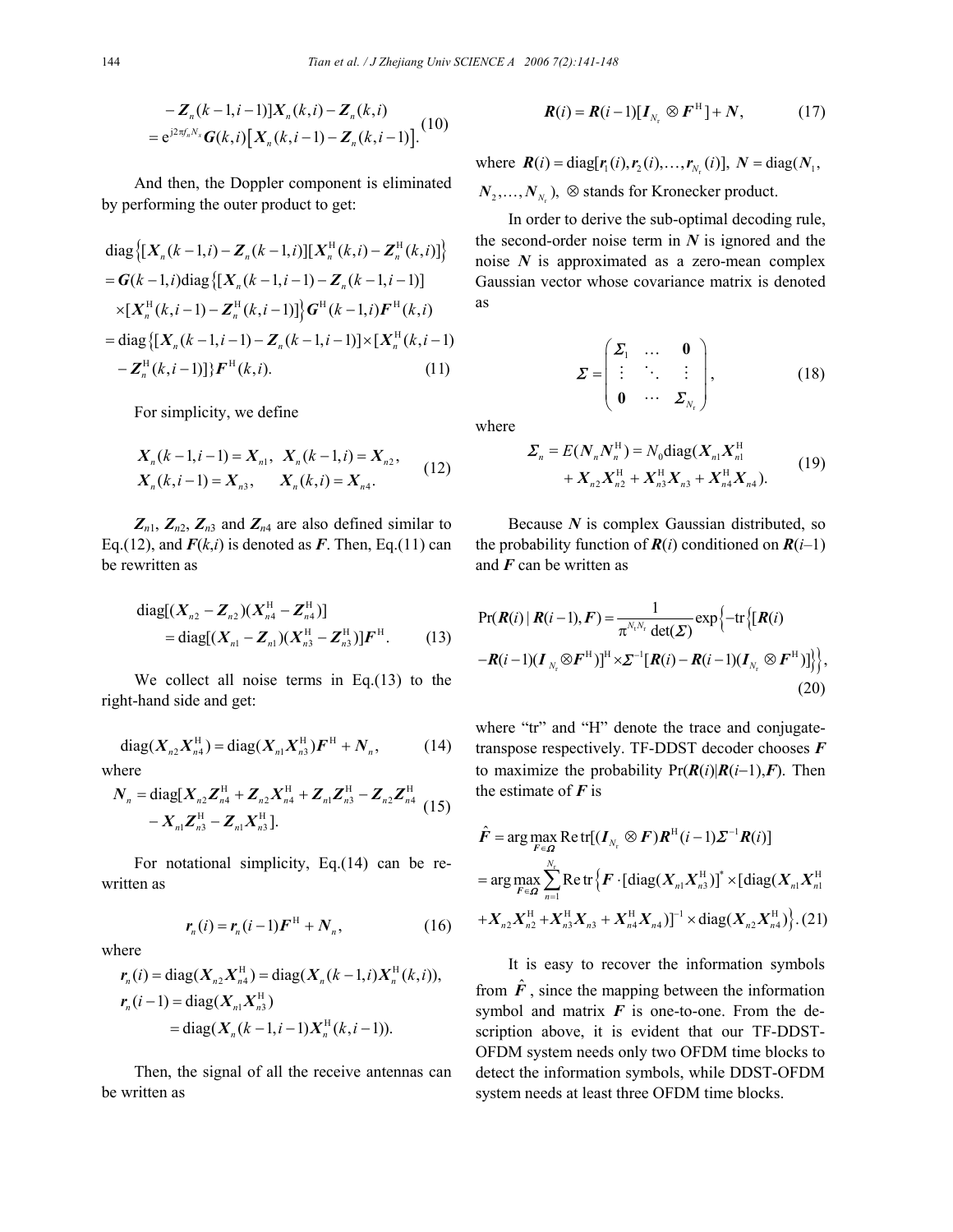$$
\begin{aligned}
&-\boldsymbol{Z}_n(k-1,i-1)]\boldsymbol{X}_n(k,i)-\boldsymbol{Z}_n(k,i) \\
&=\mathrm{e}^{\mathrm{j}2\pi f_n N_{\mathrm{s}}}\boldsymbol{G}(k,i)\big[\boldsymbol{X}_n(k,i-1)-\boldsymbol{Z}_n(k,i-1)\big].
\end{aligned} \tag{10}
$$

And then, the Doppler component is eliminated by performing the outer product to get:

$$
\begin{aligned}
&\operatorname{diag}\left\{[\boldsymbol{X}_n(k-1,i)-\boldsymbol{Z}_n(k-1,i)][\boldsymbol{X}_n^{\mathrm{H}}(k,i)-\boldsymbol{Z}_n^{\mathrm{H}}(k,i)]\right\} \\
&=\boldsymbol{G}(k-1,i)\operatorname{diag}\left\{[\boldsymbol{X}_n(k-1,i-1)-\boldsymbol{Z}_n(k-1,i-1)]\right. \\
&\quad\times\left.[\boldsymbol{X}_n^{\mathrm{H}}(k,i-1)-\boldsymbol{Z}_n^{\mathrm{H}}(k,i-1)]\right\}\boldsymbol{G}^{\mathrm{H}}(k-1,i)\boldsymbol{F}^{\mathrm{H}}(k,i) \\
&=\operatorname{diag}\left\{[\boldsymbol{X}_n(k-1,i-1)-\boldsymbol{Z}_n(k-1,i-1)]\times[\boldsymbol{X}_n^{\mathrm{H}}(k,i-1)\right. \\
&\quad\left.-\boldsymbol{Z}_n^{\mathrm{H}}(k,i-1)]\right\}\boldsymbol{F}^{\mathrm{H}}(k,i).
\end{aligned} \tag{11}
$$

For simplicity, we define

$$
\begin{aligned}
&\boldsymbol{X}_n(k-1,i-1)=\boldsymbol{X}_{n1},\quad \boldsymbol{X}_n(k-1,i)=\boldsymbol{X}_{n2}, \\
&\boldsymbol{X}_n(k,i-1)=\boldsymbol{X}_{n3},\qquad \boldsymbol{X}_n(k,i)=\boldsymbol{X}_{n4}.
\end{aligned} \tag{12}
$$

$\boldsymbol{Z}_{n1}$, $\boldsymbol{Z}_{n2}$, $\boldsymbol{Z}_{n3}$ and $\boldsymbol{Z}_{n4}$ are also defined similar to Eq.(12), and $\boldsymbol{F}(k,i)$ is denoted as $\boldsymbol{F}$. Then, Eq.(11) can be rewritten as

$$
\begin{aligned}
&\operatorname{diag}[(\boldsymbol{X}_{n2}-\boldsymbol{Z}_{n2})(\boldsymbol{X}_{n4}^{\mathrm{H}}-\boldsymbol{Z}_{n4}^{\mathrm{H}})] \\
&\quad=\operatorname{diag}[(\boldsymbol{X}_{n1}-\boldsymbol{Z}_{n1})(\boldsymbol{X}_{n3}^{\mathrm{H}}-\boldsymbol{Z}_{n3}^{\mathrm{H}})]\boldsymbol{F}^{\mathrm{H}}.
\end{aligned} \tag{13}
$$

We collect all noise terms in Eq.(13) to the right-hand side and get:

$$
\operatorname{diag}(\boldsymbol{X}_{n2}\boldsymbol{X}_{n4}^{\mathrm{H}})=\operatorname{diag}(\boldsymbol{X}_{n1}\boldsymbol{X}_{n3}^{\mathrm{H}})\boldsymbol{F}^{\mathrm{H}}+\boldsymbol{N}_n, \tag{14}
$$

where

$$
\begin{aligned}
\boldsymbol{N}_n=\operatorname{diag}[&\boldsymbol{X}_{n2}\boldsymbol{Z}_{n4}^{\mathrm{H}}+\boldsymbol{Z}_{n2}\boldsymbol{X}_{n4}^{\mathrm{H}}+\boldsymbol{Z}_{n1}\boldsymbol{Z}_{n3}^{\mathrm{H}}-\boldsymbol{Z}_{n2}\boldsymbol{Z}_{n4}^{\mathrm{H}} \\
&-\boldsymbol{X}_{n1}\boldsymbol{Z}_{n3}^{\mathrm{H}}-\boldsymbol{Z}_{n1}\boldsymbol{X}_{n3}^{\mathrm{H}}].
\end{aligned} \tag{15}
$$

For notational simplicity, Eq.(14) can be rewritten as

$$
\boldsymbol{r}_n(i)=\boldsymbol{r}_n(i-1)\boldsymbol{F}^{\mathrm{H}}+\boldsymbol{N}_n, \tag{16}
$$

where

$$
\begin{aligned}
&\boldsymbol{r}_n(i)=\operatorname{diag}(\boldsymbol{X}_{n2}\boldsymbol{X}_{n4}^{\mathrm{H}})=\operatorname{diag}(\boldsymbol{X}_n(k-1,i)\boldsymbol{X}_n^{\mathrm{H}}(k,i)), \\
&\boldsymbol{r}_n(i-1)=\operatorname{diag}(\boldsymbol{X}_{n1}\boldsymbol{X}_{n3}^{\mathrm{H}}) \\
&\qquad\quad=\operatorname{diag}(\boldsymbol{X}_n(k-1,i-1)\boldsymbol{X}_n^{\mathrm{H}}(k,i-1)).
\end{aligned}
$$

Then, the signal of all the receive antennas can be written as

$$
\boldsymbol{R}(i)=\boldsymbol{R}(i-1)[\boldsymbol{I}_{N_{\mathrm{r}}}\otimes\boldsymbol{F}^{\mathrm{H}}]+\boldsymbol{N}, \tag{17}
$$

where $\boldsymbol{R}(i)=\operatorname{diag}[\boldsymbol{r}_1(i),\boldsymbol{r}_2(i),\ldots,\boldsymbol{r}_{N_{\mathrm{r}}}(i)]$, $\boldsymbol{N}=\operatorname{diag}(\boldsymbol{N}_1,\boldsymbol{N}_2,\ldots,\boldsymbol{N}_{N_{\mathrm{r}}})$, $\otimes$ stands for Kronecker product.

In order to derive the sub-optimal decoding rule, the second-order noise term in $\boldsymbol{N}$ is ignored and the noise $\boldsymbol{N}$ is approximated as a zero-mean complex Gaussian vector whose covariance matrix is denoted as

$$
\boldsymbol{\Sigma}=\begin{pmatrix}\boldsymbol{\Sigma}_1 & \cdots & \boldsymbol{0}\\ \vdots & \ddots & \vdots\\ \boldsymbol{0} & \cdots & \boldsymbol{\Sigma}_{N_{\mathrm{r}}}\end{pmatrix}, \tag{18}
$$

where

$$
\begin{aligned}
\boldsymbol{\Sigma}_n=E(\boldsymbol{N}_n\boldsymbol{N}_n^{\mathrm{H}})=N_0\operatorname{diag}(&\boldsymbol{X}_{n1}\boldsymbol{X}_{n1}^{\mathrm{H}} \\
&+\boldsymbol{X}_{n2}\boldsymbol{X}_{n2}^{\mathrm{H}}+\boldsymbol{X}_{n3}^{\mathrm{H}}\boldsymbol{X}_{n3}+\boldsymbol{X}_{n4}^{\mathrm{H}}\boldsymbol{X}_{n4}).
\end{aligned} \tag{19}
$$

Because $\boldsymbol{N}$ is complex Gaussian distributed, so the probability function of $\boldsymbol{R}(i)$ conditioned on $\boldsymbol{R}(i-1)$ and $\boldsymbol{F}$ can be written as

$$
\begin{aligned}
&\Pr(\boldsymbol{R}(i)\mid\boldsymbol{R}(i-1),\boldsymbol{F})=\frac{1}{\pi^{N_{\mathrm{t}}N_{\mathrm{r}}}\det(\boldsymbol{\Sigma})}\exp\Big\{-\operatorname{tr}\Big\{[\boldsymbol{R}(i) \\
&-\boldsymbol{R}(i-1)(\boldsymbol{I}_{N_{\mathrm{r}}}\otimes\boldsymbol{F}^{\mathrm{H}})]^{\mathrm{H}}\times\boldsymbol{\Sigma}^{-1}[\boldsymbol{R}(i)-\boldsymbol{R}(i-1)(\boldsymbol{I}_{N_{\mathrm{r}}}\otimes\boldsymbol{F}^{\mathrm{H}})]\Big\}\Big\},
\end{aligned} \tag{20}
$$

where "tr" and "H" denote the trace and conjugate-transpose respectively. TF-DDST decoder chooses $\boldsymbol{F}$ to maximize the probability $\Pr(\boldsymbol{R}(i)|\boldsymbol{R}(i-1),\boldsymbol{F})$. Then the estimate of $\boldsymbol{F}$ is

$$
\begin{aligned}
\hat{\boldsymbol{F}}&=\arg\max_{\boldsymbol{F}\in\boldsymbol{\Omega}}\operatorname{Re}\operatorname{tr}[(\boldsymbol{I}_{N_{\mathrm{r}}}\otimes\boldsymbol{F})\boldsymbol{R}^{\mathrm{H}}(i-1)\boldsymbol{\Sigma}^{-1}\boldsymbol{R}(i)] \\
&=\arg\max_{\boldsymbol{F}\in\boldsymbol{\Omega}}\sum_{n=1}^{N_{\mathrm{r}}}\operatorname{Re}\operatorname{tr}\Big\{\boldsymbol{F}\cdot[\operatorname{diag}(\boldsymbol{X}_{n1}\boldsymbol{X}_{n3}^{\mathrm{H}})]^{*}\times[\operatorname{diag}(\boldsymbol{X}_{n1}\boldsymbol{X}_{n1}^{\mathrm{H}} \\
&\quad+\boldsymbol{X}_{n2}\boldsymbol{X}_{n2}^{\mathrm{H}}+\boldsymbol{X}_{n3}^{\mathrm{H}}\boldsymbol{X}_{n3}+\boldsymbol{X}_{n4}^{\mathrm{H}}\boldsymbol{X}_{n4})]^{-1}\times\operatorname{diag}(\boldsymbol{X}_{n2}\boldsymbol{X}_{n4}^{\mathrm{H}})\Big\}.
\end{aligned} \tag{21}
$$

It is easy to recover the information symbols from $\hat{\boldsymbol{F}}$, since the mapping between the information symbol and matrix $\boldsymbol{F}$ is one-to-one. From the description above, it is evident that our TF-DDST-OFDM system needs only two OFDM time blocks to detect the information symbols, while DDST-OFDM system needs at least three OFDM time blocks.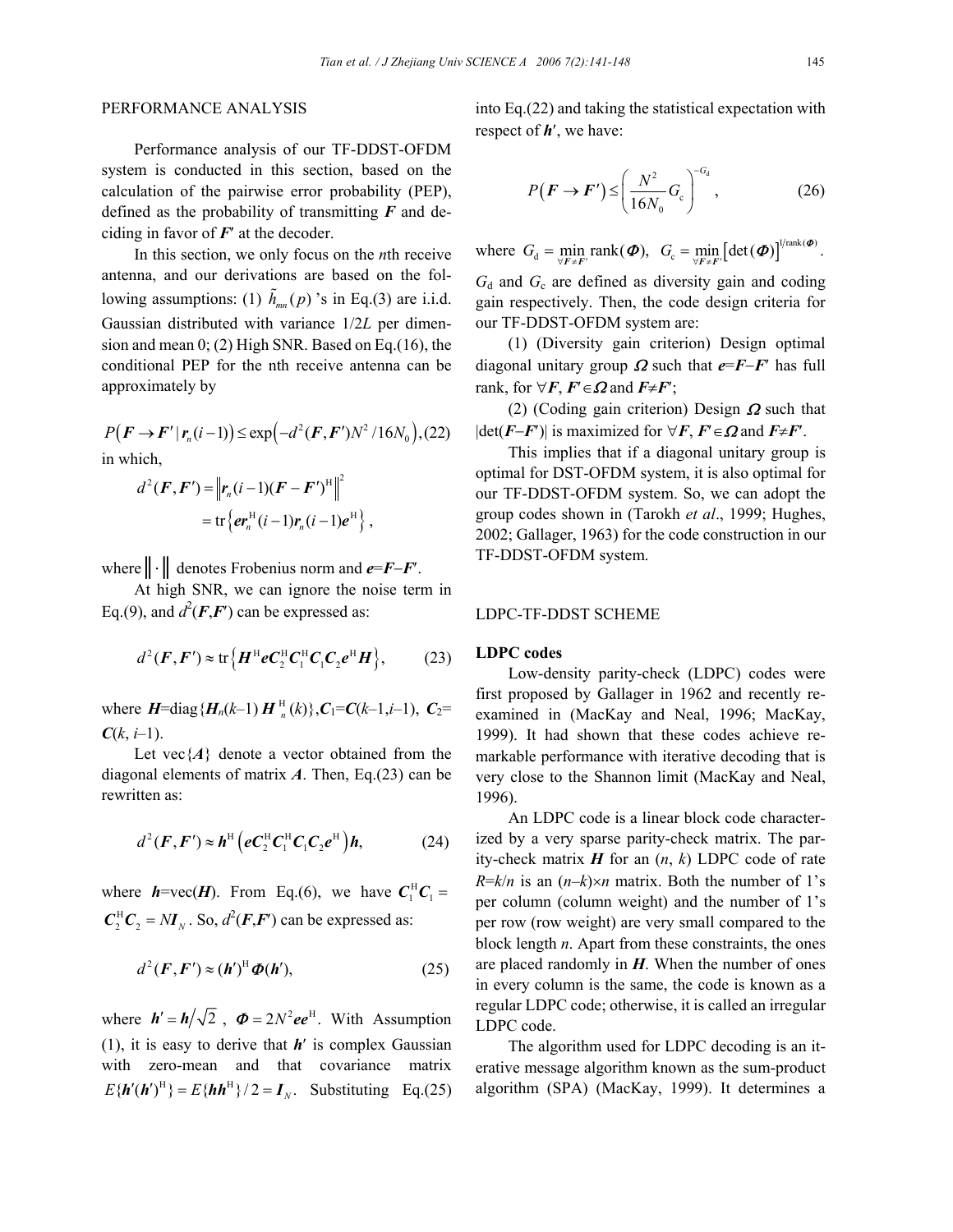## PERFORMANCE ANALYSIS

Performance analysis of our TF-DDST-OFDM system is conducted in this section, based on the calculation of the pairwise error probability (PEP), defined as the probability of transmitting $\boldsymbol{F}$ and deciding in favor of $\boldsymbol{F}'$ at the decoder.

In this section, we only focus on the $n$th receive antenna, and our derivations are based on the following assumptions: (1) $\tilde{h}_{mn}(p)$'s in Eq.(3) are i.i.d. Gaussian distributed with variance $1/2L$ per dimension and mean 0; (2) High SNR. Based on Eq.(16), the conditional PEP for the nth receive antenna can be approximately by

$$P\left(\boldsymbol{F} \to \boldsymbol{F}' \mid \boldsymbol{r}_n(i-1)\right) \le \exp\left(-d^2(\boldsymbol{F},\boldsymbol{F}')N^2/16N_0\right), \quad (22)$$

in which,

$$d^2(\boldsymbol{F},\boldsymbol{F}') = \left\| \boldsymbol{r}_n(i-1)(\boldsymbol{F}-\boldsymbol{F}')^{\mathrm{H}} \right\|^2 = \mathrm{tr}\left\{ \boldsymbol{e}\boldsymbol{r}_n^{\mathrm{H}}(i-1)\boldsymbol{r}_n(i-1)\boldsymbol{e}^{\mathrm{H}} \right\},$$

where $\|\cdot\|$ denotes Frobenius norm and $\boldsymbol{e}=\boldsymbol{F}-\boldsymbol{F}'$.

At high SNR, we can ignore the noise term in Eq.(9), and $d^2(\boldsymbol{F},\boldsymbol{F}')$ can be expressed as:

$$d^2(\boldsymbol{F},\boldsymbol{F}') \approx \mathrm{tr}\left\{ \boldsymbol{H}^{\mathrm{H}}\boldsymbol{e}\boldsymbol{C}_2^{\mathrm{H}}\boldsymbol{C}_1^{\mathrm{H}}\boldsymbol{C}_1\boldsymbol{C}_2\boldsymbol{e}^{\mathrm{H}}\boldsymbol{H} \right\}, \quad (23)$$

where $\boldsymbol{H}=\mathrm{diag}\{\boldsymbol{H}_n(k-1)\boldsymbol{H}_n^{\mathrm{H}}(k)\}$, $\boldsymbol{C}_1=\boldsymbol{C}(k-1,i-1)$, $\boldsymbol{C}_2=\boldsymbol{C}(k, i-1)$.

Let $\mathrm{vec}\{\boldsymbol{A}\}$ denote a vector obtained from the diagonal elements of matrix $\boldsymbol{A}$. Then, Eq.(23) can be rewritten as:

$$d^2(\boldsymbol{F},\boldsymbol{F}') \approx \boldsymbol{h}^{\mathrm{H}}\left( \boldsymbol{e}\boldsymbol{C}_2^{\mathrm{H}}\boldsymbol{C}_1^{\mathrm{H}}\boldsymbol{C}_1\boldsymbol{C}_2\boldsymbol{e}^{\mathrm{H}} \right)\boldsymbol{h}, \quad (24)$$

where $\boldsymbol{h}=\mathrm{vec}(\boldsymbol{H})$. From Eq.(6), we have $\boldsymbol{C}_1^{\mathrm{H}}\boldsymbol{C}_1 = \boldsymbol{C}_2^{\mathrm{H}}\boldsymbol{C}_2 = N\boldsymbol{I}_N$. So, $d^2(\boldsymbol{F},\boldsymbol{F}')$ can be expressed as:

$$d^2(\boldsymbol{F},\boldsymbol{F}') \approx (\boldsymbol{h}')^{\mathrm{H}}\boldsymbol{\Phi}(\boldsymbol{h}'), \quad (25)$$

where $\boldsymbol{h}'=\boldsymbol{h}/\sqrt{2}$, $\boldsymbol{\Phi}=2N^2\boldsymbol{e}\boldsymbol{e}^{\mathrm{H}}$. With Assumption (1), it is easy to derive that $\boldsymbol{h}'$ is complex Gaussian with zero-mean and that covariance matrix $E\{\boldsymbol{h}'(\boldsymbol{h}')^{\mathrm{H}}\}=E\{\boldsymbol{h}\boldsymbol{h}^{\mathrm{H}}\}/2=\boldsymbol{I}_N$. Substituting Eq.(25) into Eq.(22) and taking the statistical expectation with respect of $\boldsymbol{h}'$, we have:

$$P\left(\boldsymbol{F} \to \boldsymbol{F}'\right) \le \left( \frac{N^2}{16N_0} G_{\mathrm{c}} \right)^{-G_{\mathrm{d}}}, \quad (26)$$

where $G_{\mathrm{d}} = \min\limits_{\forall \boldsymbol{F}\ne\boldsymbol{F}'} \mathrm{rank}(\boldsymbol{\Phi})$, $G_{\mathrm{c}} = \min\limits_{\forall \boldsymbol{F}\ne\boldsymbol{F}'} \left[\det(\boldsymbol{\Phi})\right]^{1/\mathrm{rank}(\boldsymbol{\Phi})}$. $G_{\mathrm{d}}$ and $G_{\mathrm{c}}$ are defined as diversity gain and coding gain respectively. Then, the code design criteria for our TF-DDST-OFDM system are:

(1) (Diversity gain criterion) Design optimal diagonal unitary group $\boldsymbol{\Omega}$ such that $\boldsymbol{e}=\boldsymbol{F}-\boldsymbol{F}'$ has full rank, for $\forall \boldsymbol{F}, \boldsymbol{F}'\in\boldsymbol{\Omega}$ and $\boldsymbol{F}\ne\boldsymbol{F}'$;

(2) (Coding gain criterion) Design $\boldsymbol{\Omega}$ such that $|\det(\boldsymbol{F}-\boldsymbol{F}')|$ is maximized for $\forall \boldsymbol{F}, \boldsymbol{F}'\in\boldsymbol{\Omega}$ and $\boldsymbol{F}\ne\boldsymbol{F}'$.

This implies that if a diagonal unitary group is optimal for DST-OFDM system, it is also optimal for our TF-DDST-OFDM system. So, we can adopt the group codes shown in (Tarokh *et al*., 1999; Hughes, 2002; Gallager, 1963) for the code construction in our TF-DDST-OFDM system.

## LDPC-TF-DDST SCHEME

### LDPC codes

Low-density parity-check (LDPC) codes were first proposed by Gallager in 1962 and recently reexamined in (MacKay and Neal, 1996; MacKay, 1999). It had shown that these codes achieve remarkable performance with iterative decoding that is very close to the Shannon limit (MacKay and Neal, 1996).

An LDPC code is a linear block code characterized by a very sparse parity-check matrix. The parity-check matrix $\boldsymbol{H}$ for an $(n, k)$ LDPC code of rate $R=k/n$ is an $(n-k)\times n$ matrix. Both the number of 1's per column (column weight) and the number of 1's per row (row weight) are very small compared to the block length $n$. Apart from these constraints, the ones are placed randomly in $\boldsymbol{H}$. When the number of ones in every column is the same, the code is known as a regular LDPC code; otherwise, it is called an irregular LDPC code.

The algorithm used for LDPC decoding is an iterative message algorithm known as the sum-product algorithm (SPA) (MacKay, 1999). It determines a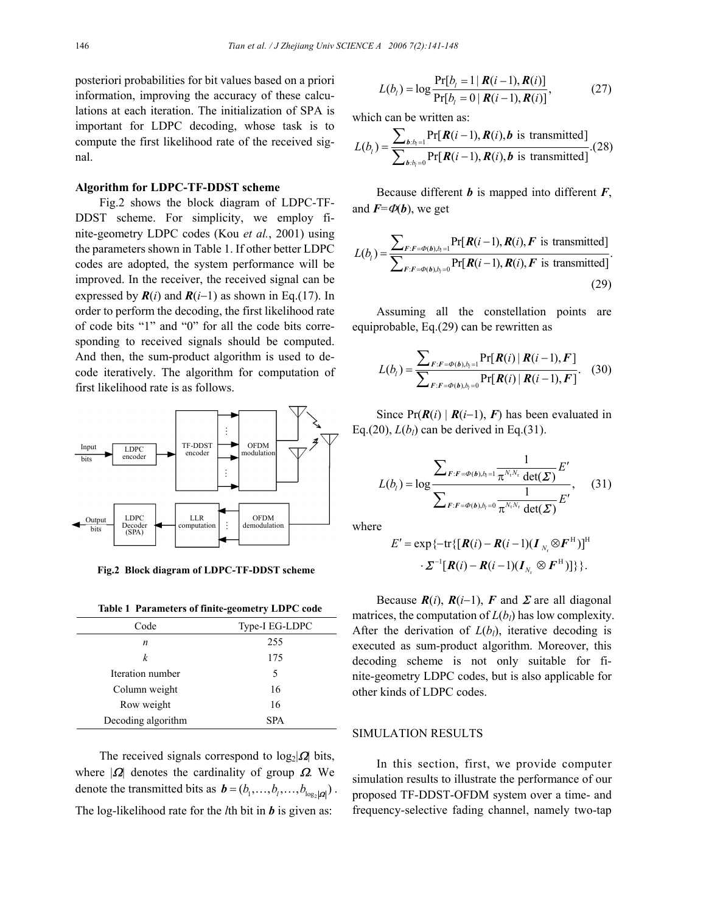posteriori probabilities for bit values based on a priori information, improving the accuracy of these calculations at each iteration. The initialization of SPA is important for LDPC decoding, whose task is to compute the first likelihood rate of the received signal.

**Algorithm for LDPC-TF-DDST scheme**

Fig.2 shows the block diagram of LDPC-TF-DDST scheme. For simplicity, we employ finite-geometry LDPC codes (Kou *et al.*, 2001) using the parameters shown in Table 1. If other better LDPC codes are adopted, the system performance will be improved. In the receiver, the received signal can be expressed by $\boldsymbol{R}(i)$ and $\boldsymbol{R}(i-1)$ as shown in Eq.(17). In order to perform the decoding, the first likelihood rate of code bits "1" and "0" for all the code bits corresponding to received signals should be computed. And then, the sum-product algorithm is used to decode iteratively. The algorithm for computation of first likelihood rate is as follows.

**Fig.2 Block diagram of LDPC-TF-DDST scheme**

**Table 1 Parameters of finite-geometry LDPC code**

| Code | Type-I EG-LDPC |
|---|---|
| $n$ | 255 |
| $k$ | 175 |
| Iteration number | 5 |
| Column weight | 16 |
| Row weight | 16 |
| Decoding algorithm | SPA |

The received signals correspond to $\log_2|\boldsymbol{\Omega}|$ bits, where $|\boldsymbol{\Omega}|$ denotes the cardinality of group $\boldsymbol{\Omega}$. We denote the transmitted bits as $\boldsymbol{b}=(b_1,\ldots,b_l,\ldots,b_{\log_2|\boldsymbol{\Omega}|})$. The log-likelihood rate for the $l$th bit in $\boldsymbol{b}$ is given as:

$$L(b_l)=\log\frac{\Pr[b_l=1\mid \boldsymbol{R}(i-1),\boldsymbol{R}(i)]}{\Pr[b_l=0\mid \boldsymbol{R}(i-1),\boldsymbol{R}(i)]}, \tag{27}$$

which can be written as:

$$L(b_l)=\frac{\sum_{\boldsymbol{b}:b_l=1}\Pr[\boldsymbol{R}(i-1),\boldsymbol{R}(i),\boldsymbol{b}\text{ is transmitted}]}{\sum_{\boldsymbol{b}:b_l=0}\Pr[\boldsymbol{R}(i-1),\boldsymbol{R}(i),\boldsymbol{b}\text{ is transmitted}]}. \tag{28}$$

Because different $\boldsymbol{b}$ is mapped into different $\boldsymbol{F}$, and $\boldsymbol{F}=\Phi(\boldsymbol{b})$, we get

$$L(b_l)=\frac{\sum_{\boldsymbol{F}:\boldsymbol{F}=\Phi(\boldsymbol{b}),b_l=1}\Pr[\boldsymbol{R}(i-1),\boldsymbol{R}(i),\boldsymbol{F}\text{ is transmitted}]}{\sum_{\boldsymbol{F}:\boldsymbol{F}=\Phi(\boldsymbol{b}),b_l=0}\Pr[\boldsymbol{R}(i-1),\boldsymbol{R}(i),\boldsymbol{F}\text{ is transmitted}]}. \tag{29}$$

Assuming all the constellation points are equiprobable, Eq.(29) can be rewritten as

$$L(b_l)=\frac{\sum_{\boldsymbol{F}:\boldsymbol{F}=\Phi(\boldsymbol{b}),b_l=1}\Pr[\boldsymbol{R}(i)\mid \boldsymbol{R}(i-1),\boldsymbol{F}]}{\sum_{\boldsymbol{F}:\boldsymbol{F}=\Phi(\boldsymbol{b}),b_l=0}\Pr[\boldsymbol{R}(i)\mid \boldsymbol{R}(i-1),\boldsymbol{F}]}. \tag{30}$$

Since $\Pr(\boldsymbol{R}(i)\mid \boldsymbol{R}(i-1),\boldsymbol{F})$ has been evaluated in Eq.(20), $L(b_l)$ can be derived in Eq.(31).

$$L(b_l)=\log\frac{\sum_{\boldsymbol{F}:\boldsymbol{F}=\Phi(\boldsymbol{b}),b_l=1}\frac{1}{\pi^{N_tN_r}\det(\boldsymbol{\Sigma})}E'}{\sum_{\boldsymbol{F}:\boldsymbol{F}=\Phi(\boldsymbol{b}),b_l=0}\frac{1}{\pi^{N_tN_r}\det(\boldsymbol{\Sigma})}E'}, \tag{31}$$

where

$$E'=\exp\{-\text{tr}\{[\boldsymbol{R}(i)-\boldsymbol{R}(i-1)(\boldsymbol{I}_{N_r}\otimes\boldsymbol{F}^{\text{H}})]^{\text{H}}\cdot\boldsymbol{\Sigma}^{-1}[\boldsymbol{R}(i)-\boldsymbol{R}(i-1)(\boldsymbol{I}_{N_r}\otimes\boldsymbol{F}^{\text{H}})]\}\}.$$

Because $\boldsymbol{R}(i)$, $\boldsymbol{R}(i-1)$, $\boldsymbol{F}$ and $\boldsymbol{\Sigma}$ are all diagonal matrices, the computation of $L(b_l)$ has low complexity. After the derivation of $L(b_l)$, iterative decoding is executed as sum-product algorithm. Moreover, this decoding scheme is not only suitable for finite-geometry LDPC codes, but is also applicable for other kinds of LDPC codes.

## SIMULATION RESULTS

In this section, first, we provide computer simulation results to illustrate the performance of our proposed TF-DDST-OFDM system over a time- and frequency-selective fading channel, namely two-tap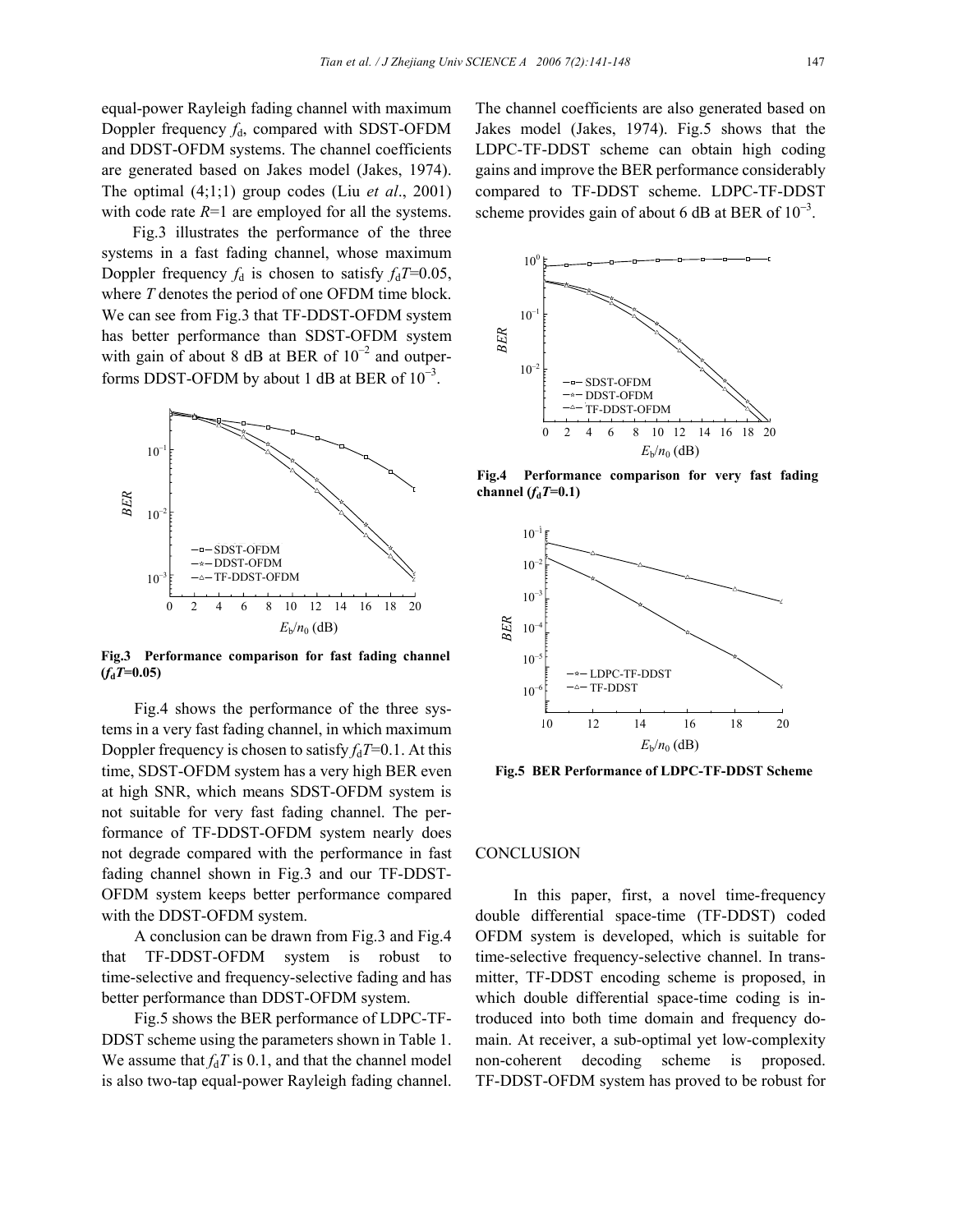equal-power Rayleigh fading channel with maximum Doppler frequency $f_d$, compared with SDST-OFDM and DDST-OFDM systems. The channel coefficients are generated based on Jakes model (Jakes, 1974). The optimal (4;1;1) group codes (Liu *et al*., 2001) with code rate $R$=1 are employed for all the systems.

Fig.3 illustrates the performance of the three systems in a fast fading channel, whose maximum Doppler frequency $f_d$ is chosen to satisfy $f_dT$=0.05, where $T$ denotes the period of one OFDM time block. We can see from Fig.3 that TF-DDST-OFDM system has better performance than SDST-OFDM system with gain of about 8 dB at BER of $10^{-2}$ and outperforms DDST-OFDM by about 1 dB at BER of $10^{-3}$.

**Fig.3 Performance comparison for fast fading channel ($f_dT$=0.05)**

Fig.4 shows the performance of the three systems in a very fast fading channel, in which maximum Doppler frequency is chosen to satisfy $f_dT$=0.1. At this time, SDST-OFDM system has a very high BER even at high SNR, which means SDST-OFDM system is not suitable for very fast fading channel. The performance of TF-DDST-OFDM system nearly does not degrade compared with the performance in fast fading channel shown in Fig.3 and our TF-DDST-OFDM system keeps better performance compared with the DDST-OFDM system.

A conclusion can be drawn from Fig.3 and Fig.4 that TF-DDST-OFDM system is robust to time-selective and frequency-selective fading and has better performance than DDST-OFDM system.

Fig.5 shows the BER performance of LDPC-TF-DDST scheme using the parameters shown in Table 1. We assume that $f_dT$ is 0.1, and that the channel model is also two-tap equal-power Rayleigh fading channel. The channel coefficients are also generated based on Jakes model (Jakes, 1974). Fig.5 shows that the LDPC-TF-DDST scheme can obtain high coding gains and improve the BER performance considerably compared to TF-DDST scheme. LDPC-TF-DDST scheme provides gain of about 6 dB at BER of $10^{-3}$.

**Fig.4 Performance comparison for very fast fading channel ($f_dT$=0.1)**

**Fig.5 BER Performance of LDPC-TF-DDST Scheme**

## CONCLUSION

In this paper, first, a novel time-frequency double differential space-time (TF-DDST) coded OFDM system is developed, which is suitable for time-selective frequency-selective channel. In transmitter, TF-DDST encoding scheme is proposed, in which double differential space-time coding is introduced into both time domain and frequency domain. At receiver, a sub-optimal yet low-complexity non-coherent decoding scheme is proposed. TF-DDST-OFDM system has proved to be robust for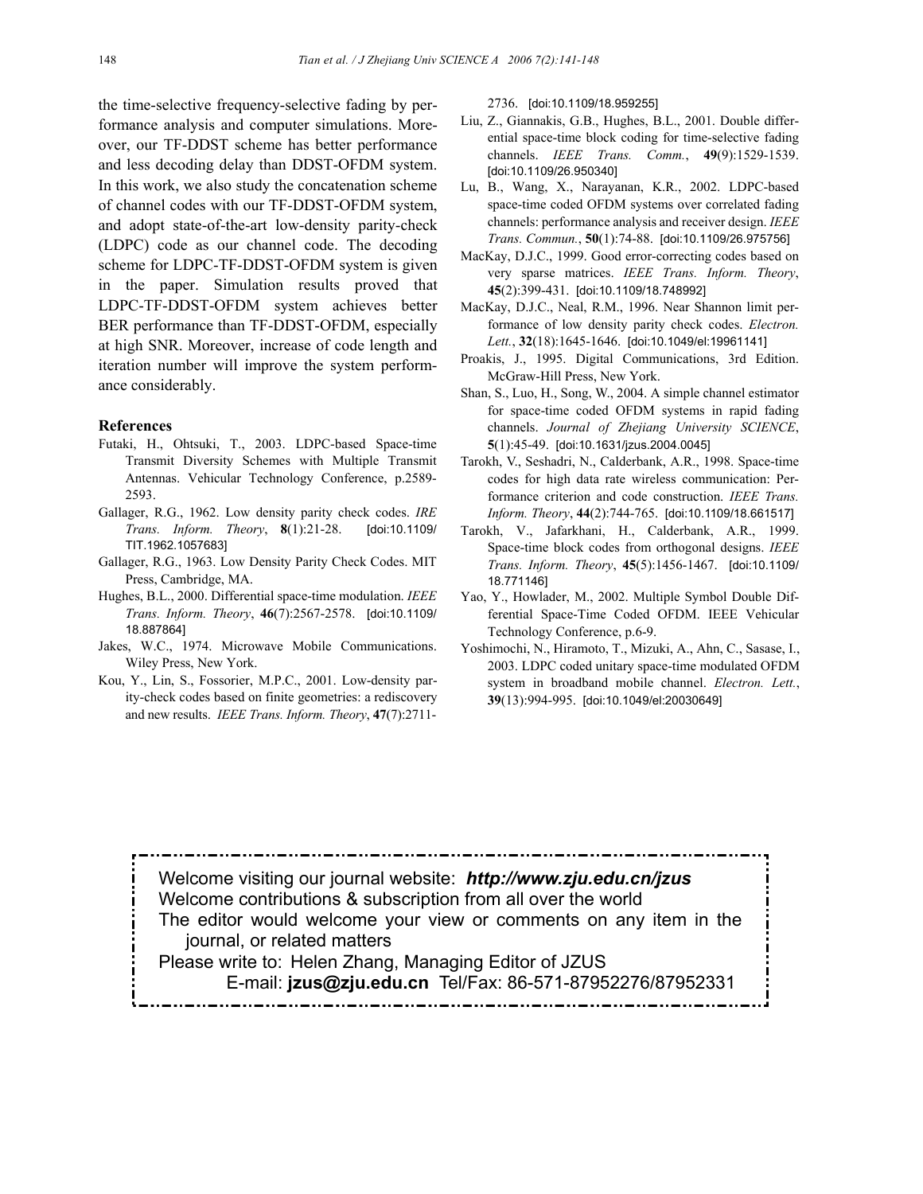the time-selective frequency-selective fading by performance analysis and computer simulations. Moreover, our TF-DDST scheme has better performance and less decoding delay than DDST-OFDM system. In this work, we also study the concatenation scheme of channel codes with our TF-DDST-OFDM system, and adopt state-of-the-art low-density parity-check (LDPC) code as our channel code. The decoding scheme for LDPC-TF-DDST-OFDM system is given in the paper. Simulation results proved that LDPC-TF-DDST-OFDM system achieves better BER performance than TF-DDST-OFDM, especially at high SNR. Moreover, increase of code length and iteration number will improve the system performance considerably.

**References**

Futaki, H., Ohtsuki, T., 2003. LDPC-based Space-time Transmit Diversity Schemes with Multiple Transmit Antennas. Vehicular Technology Conference, p.2589-2593.

Gallager, R.G., 1962. Low density parity check codes. *IRE Trans. Inform. Theory*, **8**(1):21-28. [doi:10.1109/TIT.1962.1057683]

Gallager, R.G., 1963. Low Density Parity Check Codes. MIT Press, Cambridge, MA.

Hughes, B.L., 2000. Differential space-time modulation. *IEEE Trans. Inform. Theory*, **46**(7):2567-2578. [doi:10.1109/18.887864]

Jakes, W.C., 1974. Microwave Mobile Communications. Wiley Press, New York.

Kou, Y., Lin, S., Fossorier, M.P.C., 2001. Low-density parity-check codes based on finite geometries: a rediscovery and new results. *IEEE Trans. Inform. Theory*, **47**(7):2711-2736. [doi:10.1109/18.959255]

Liu, Z., Giannakis, G.B., Hughes, B.L., 2001. Double differential space-time block coding for time-selective fading channels. *IEEE Trans. Comm.*, **49**(9):1529-1539. [doi:10.1109/26.950340]

Lu, B., Wang, X., Narayanan, K.R., 2002. LDPC-based space-time coded OFDM systems over correlated fading channels: performance analysis and receiver design. *IEEE Trans. Commun.*, **50**(1):74-88. [doi:10.1109/26.975756]

MacKay, D.J.C., 1999. Good error-correcting codes based on very sparse matrices. *IEEE Trans. Inform. Theory*, **45**(2):399-431. [doi:10.1109/18.748992]

MacKay, D.J.C., Neal, R.M., 1996. Near Shannon limit performance of low density parity check codes. *Electron. Lett.*, **32**(18):1645-1646. [doi:10.1049/el:19961141]

Proakis, J., 1995. Digital Communications, 3rd Edition. McGraw-Hill Press, New York.

Shan, S., Luo, H., Song, W., 2004. A simple channel estimator for space-time coded OFDM systems in rapid fading channels. *Journal of Zhejiang University SCIENCE*, **5**(1):45-49. [doi:10.1631/jzus.2004.0045]

Tarokh, V., Seshadri, N., Calderbank, A.R., 1998. Space-time codes for high data rate wireless communication: Performance criterion and code construction. *IEEE Trans. Inform. Theory*, **44**(2):744-765. [doi:10.1109/18.661517]

Tarokh, V., Jafarkhani, H., Calderbank, A.R., 1999. Space-time block codes from orthogonal designs. *IEEE Trans. Inform. Theory*, **45**(5):1456-1467. [doi:10.1109/18.771146]

Yao, Y., Howlader, M., 2002. Multiple Symbol Double Differential Space-Time Coded OFDM. IEEE Vehicular Technology Conference, p.6-9.

Yoshimochi, N., Hiramoto, T., Mizuki, A., Ahn, C., Sasase, I., 2003. LDPC coded unitary space-time modulated OFDM system in broadband mobile channel. *Electron. Lett.*, **39**(13):994-995. [doi:10.1049/el:20030649]

Welcome visiting our journal website: ***http://www.zju.edu.cn/jzus***
Welcome contributions & subscription from all over the world
The editor would welcome your view or comments on any item in the journal, or related matters
Please write to: Helen Zhang, Managing Editor of JZUS
E-mail: **jzus@zju.edu.cn** Tel/Fax: 86-571-87952276/87952331